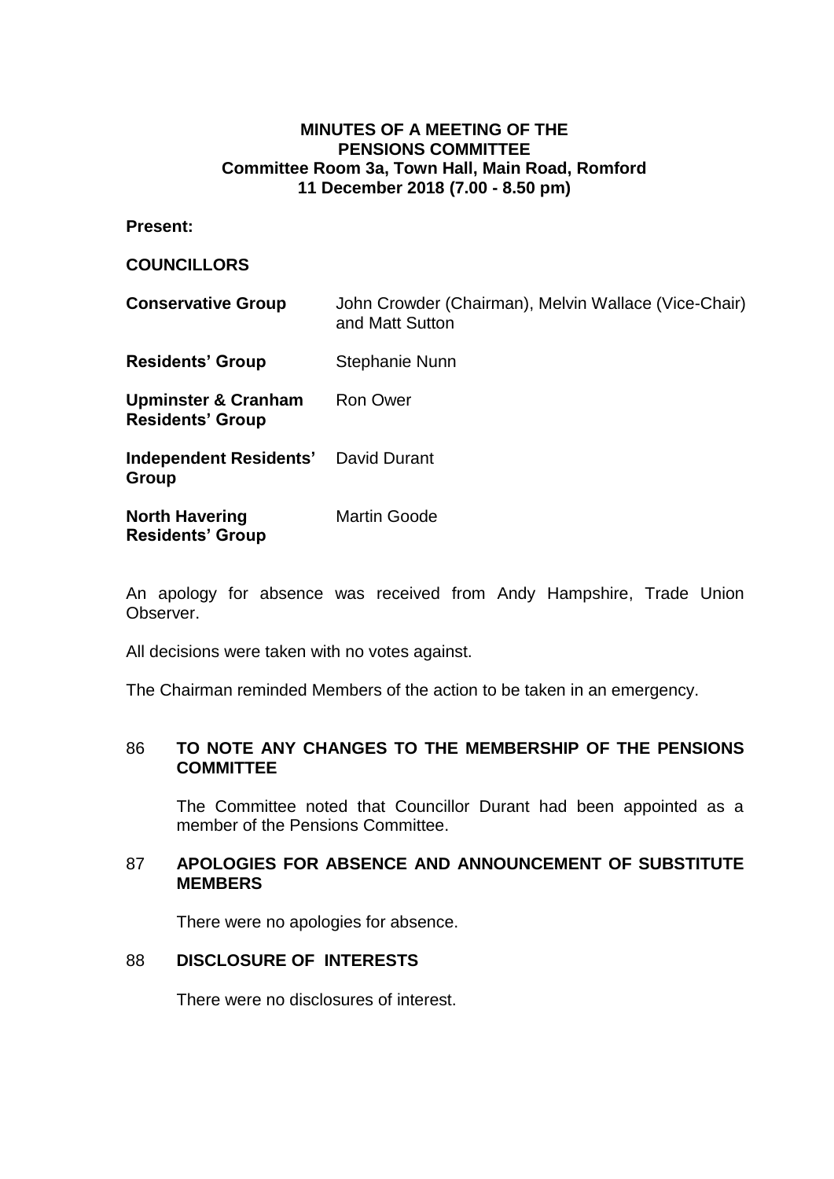**MINUTES OF A MEETING OF THE**
**PENSIONS COMMITTEE**
**Committee Room 3a, Town Hall, Main Road, Romford**
**11 December 2018 (7.00 - 8.50 pm)**

**Present:**

**COUNCILLORS**

| | |
|---|---|
| **Conservative Group** | John Crowder (Chairman), Melvin Wallace (Vice-Chair) and Matt Sutton |
| **Residents' Group** | Stephanie Nunn |
| **Upminster & Cranham Residents' Group** | Ron Ower |
| **Independent Residents' Group** | David Durant |
| **North Havering Residents' Group** | Martin Goode |

An apology for absence was received from Andy Hampshire, Trade Union Observer.

All decisions were taken with no votes against.

The Chairman reminded Members of the action to be taken in an emergency.

## 86 TO NOTE ANY CHANGES TO THE MEMBERSHIP OF THE PENSIONS COMMITTEE

The Committee noted that Councillor Durant had been appointed as a member of the Pensions Committee.

## 87 APOLOGIES FOR ABSENCE AND ANNOUNCEMENT OF SUBSTITUTE MEMBERS

There were no apologies for absence.

## 88 DISCLOSURE OF INTERESTS

There were no disclosures of interest.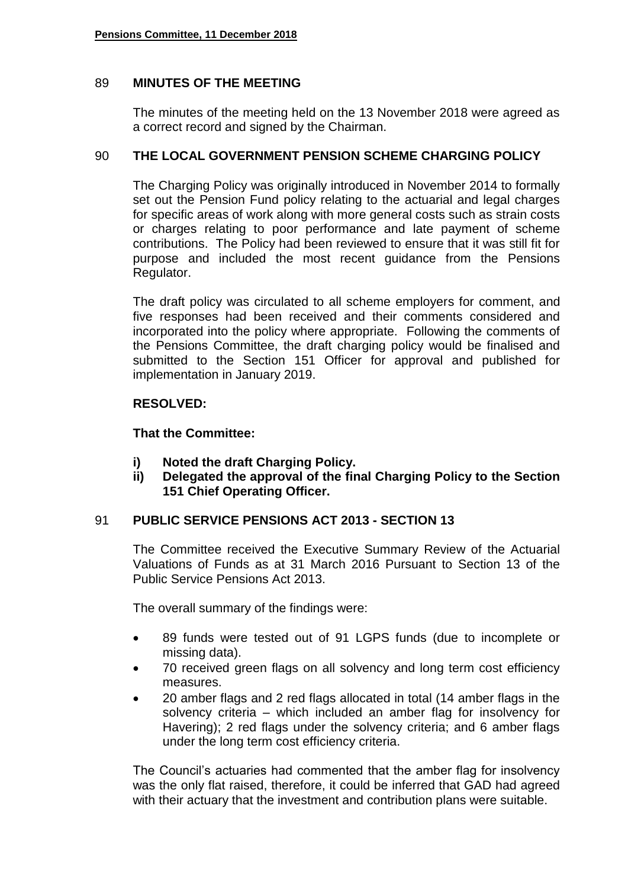## 89 MINUTES OF THE MEETING

The minutes of the meeting held on the 13 November 2018 were agreed as a correct record and signed by the Chairman.

## 90 THE LOCAL GOVERNMENT PENSION SCHEME CHARGING POLICY

The Charging Policy was originally introduced in November 2014 to formally set out the Pension Fund policy relating to the actuarial and legal charges for specific areas of work along with more general costs such as strain costs or charges relating to poor performance and late payment of scheme contributions. The Policy had been reviewed to ensure that it was still fit for purpose and included the most recent guidance from the Pensions Regulator.

The draft policy was circulated to all scheme employers for comment, and five responses had been received and their comments considered and incorporated into the policy where appropriate. Following the comments of the Pensions Committee, the draft charging policy would be finalised and submitted to the Section 151 Officer for approval and published for implementation in January 2019.

**RESOLVED:**

**That the Committee:**

- **i) Noted the draft Charging Policy.**
- **ii) Delegated the approval of the final Charging Policy to the Section 151 Chief Operating Officer.**

## 91 PUBLIC SERVICE PENSIONS ACT 2013 - SECTION 13

The Committee received the Executive Summary Review of the Actuarial Valuations of Funds as at 31 March 2016 Pursuant to Section 13 of the Public Service Pensions Act 2013.

The overall summary of the findings were:

- 89 funds were tested out of 91 LGPS funds (due to incomplete or missing data).
- 70 received green flags on all solvency and long term cost efficiency measures.
- 20 amber flags and 2 red flags allocated in total (14 amber flags in the solvency criteria – which included an amber flag for insolvency for Havering); 2 red flags under the solvency criteria; and 6 amber flags under the long term cost efficiency criteria.

The Council's actuaries had commented that the amber flag for insolvency was the only flat raised, therefore, it could be inferred that GAD had agreed with their actuary that the investment and contribution plans were suitable.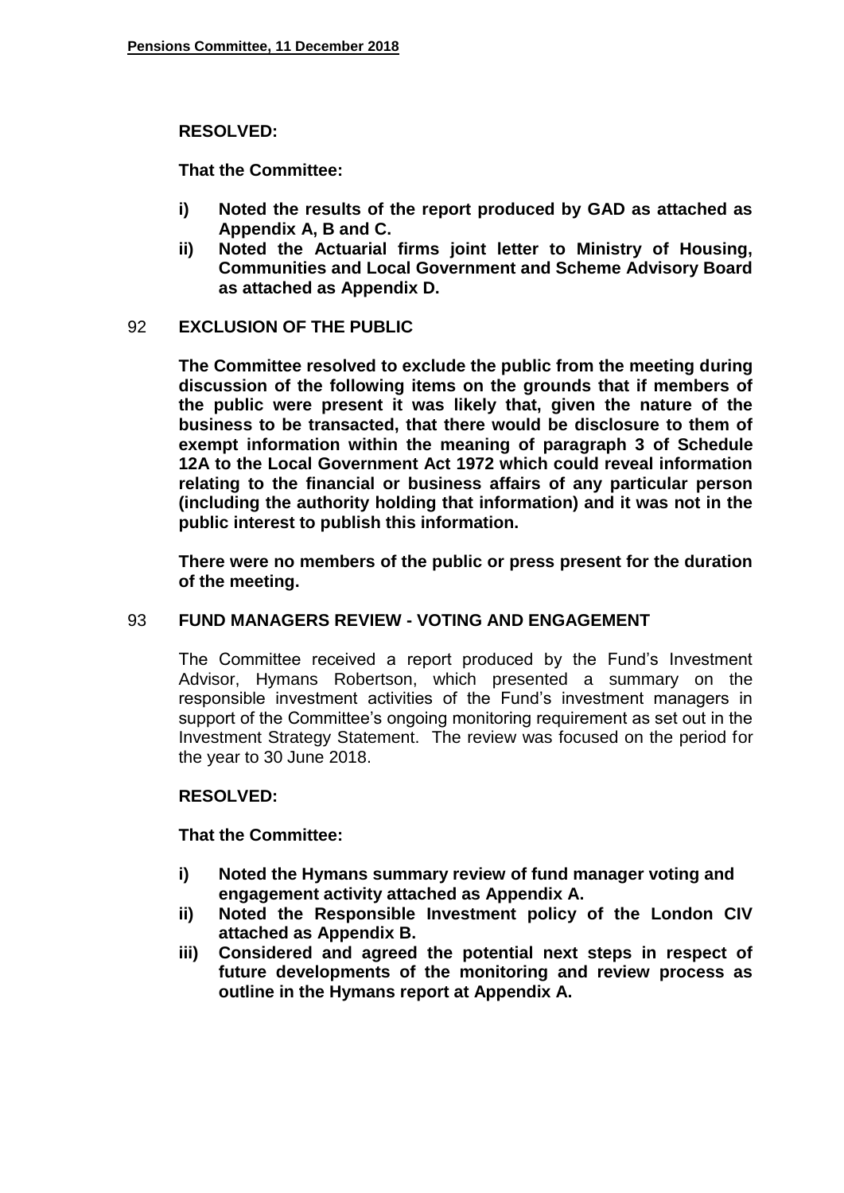**RESOLVED:**

**That the Committee:**

- **i) Noted the results of the report produced by GAD as attached as Appendix A, B and C.**
- **ii) Noted the Actuarial firms joint letter to Ministry of Housing, Communities and Local Government and Scheme Advisory Board as attached as Appendix D.**

## 92 EXCLUSION OF THE PUBLIC

**The Committee resolved to exclude the public from the meeting during discussion of the following items on the grounds that if members of the public were present it was likely that, given the nature of the business to be transacted, that there would be disclosure to them of exempt information within the meaning of paragraph 3 of Schedule 12A to the Local Government Act 1972 which could reveal information relating to the financial or business affairs of any particular person (including the authority holding that information) and it was not in the public interest to publish this information.**

**There were no members of the public or press present for the duration of the meeting.**

## 93 FUND MANAGERS REVIEW - VOTING AND ENGAGEMENT

The Committee received a report produced by the Fund's Investment Advisor, Hymans Robertson, which presented a summary on the responsible investment activities of the Fund's investment managers in support of the Committee's ongoing monitoring requirement as set out in the Investment Strategy Statement. The review was focused on the period for the year to 30 June 2018.

**RESOLVED:**

**That the Committee:**

- **i) Noted the Hymans summary review of fund manager voting and engagement activity attached as Appendix A.**
- **ii) Noted the Responsible Investment policy of the London CIV attached as Appendix B.**
- **iii) Considered and agreed the potential next steps in respect of future developments of the monitoring and review process as outline in the Hymans report at Appendix A.**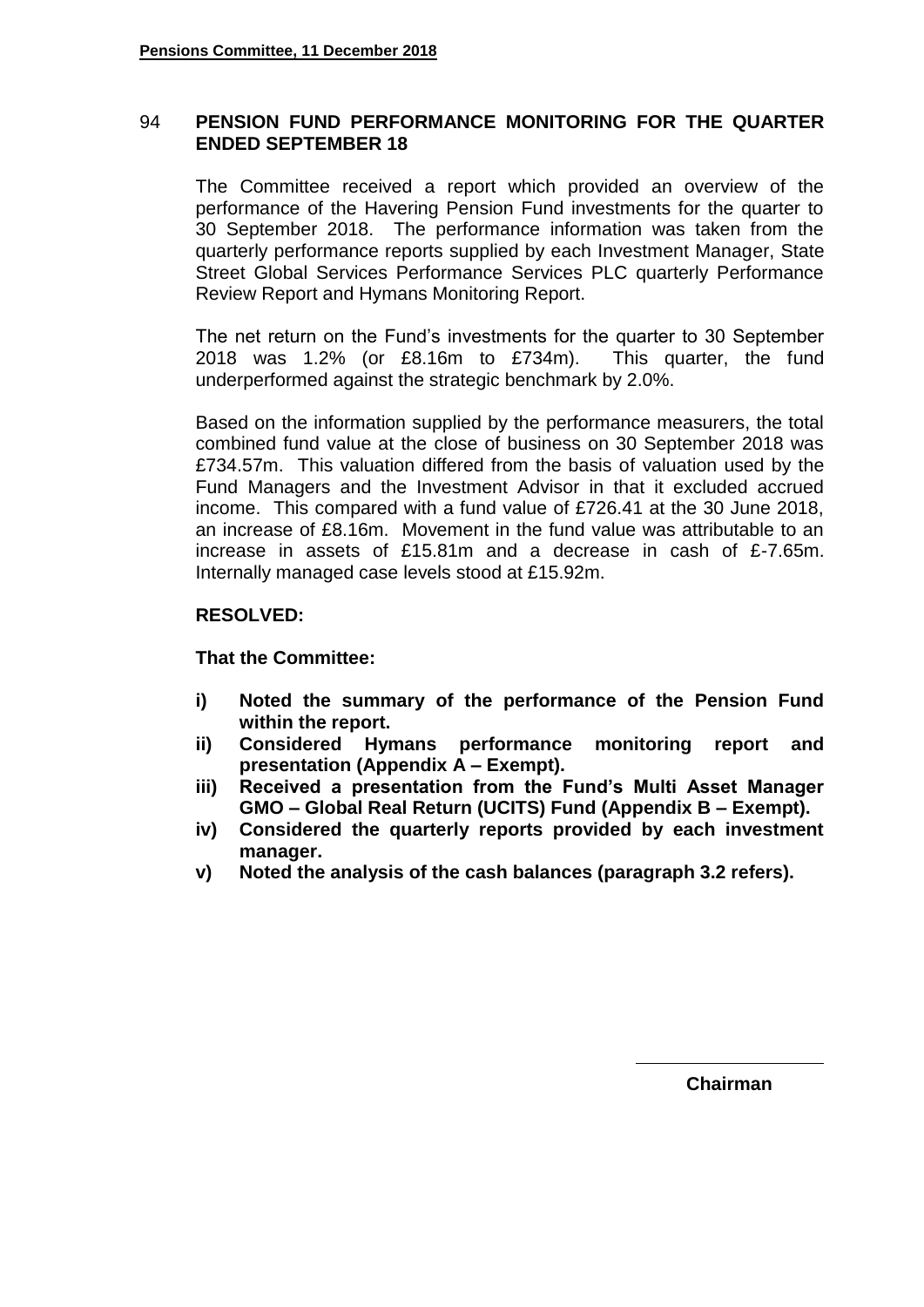## 94 PENSION FUND PERFORMANCE MONITORING FOR THE QUARTER ENDED SEPTEMBER 18

The Committee received a report which provided an overview of the performance of the Havering Pension Fund investments for the quarter to 30 September 2018. The performance information was taken from the quarterly performance reports supplied by each Investment Manager, State Street Global Services Performance Services PLC quarterly Performance Review Report and Hymans Monitoring Report.

The net return on the Fund's investments for the quarter to 30 September 2018 was 1.2% (or £8.16m to £734m). This quarter, the fund underperformed against the strategic benchmark by 2.0%.

Based on the information supplied by the performance measurers, the total combined fund value at the close of business on 30 September 2018 was £734.57m. This valuation differed from the basis of valuation used by the Fund Managers and the Investment Advisor in that it excluded accrued income. This compared with a fund value of £726.41 at the 30 June 2018, an increase of £8.16m. Movement in the fund value was attributable to an increase in assets of £15.81m and a decrease in cash of £-7.65m. Internally managed case levels stood at £15.92m.

**RESOLVED:**

**That the Committee:**

- **i) Noted the summary of the performance of the Pension Fund within the report.**
- **ii) Considered Hymans performance monitoring report and presentation (Appendix A – Exempt).**
- **iii) Received a presentation from the Fund's Multi Asset Manager GMO – Global Real Return (UCITS) Fund (Appendix B – Exempt).**
- **iv) Considered the quarterly reports provided by each investment manager.**
- **v) Noted the analysis of the cash balances (paragraph 3.2 refers).**

**Chairman**